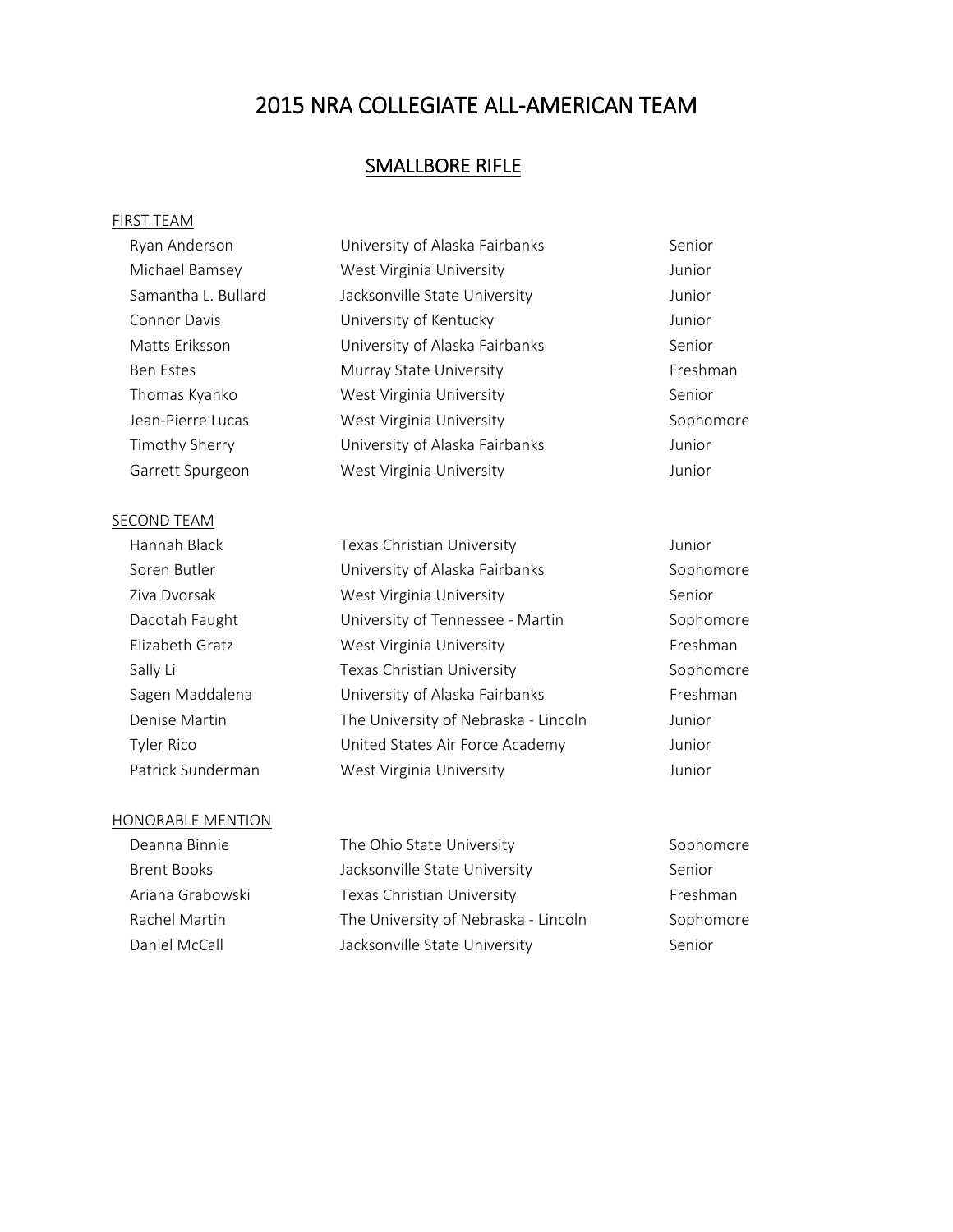# 2015 NRA COLLEGIATE ALL-AMERICAN TEAM

## SMALLBORE RIFLE

### FIRST TEAM

| Name | School | Class |
|---|---|---|
| Ryan Anderson | University of Alaska Fairbanks | Senior |
| Michael Bamsey | West Virginia University | Junior |
| Samantha L. Bullard | Jacksonville State University | Junior |
| Connor Davis | University of Kentucky | Junior |
| Matts Eriksson | University of Alaska Fairbanks | Senior |
| Ben Estes | Murray State University | Freshman |
| Thomas Kyanko | West Virginia University | Senior |
| Jean-Pierre Lucas | West Virginia University | Sophomore |
| Timothy Sherry | University of Alaska Fairbanks | Junior |
| Garrett Spurgeon | West Virginia University | Junior |

### SECOND TEAM

| Name | School | Class |
|---|---|---|
| Hannah Black | Texas Christian University | Junior |
| Soren Butler | University of Alaska Fairbanks | Sophomore |
| Ziva Dvorsak | West Virginia University | Senior |
| Dacotah Faught | University of Tennessee - Martin | Sophomore |
| Elizabeth Gratz | West Virginia University | Freshman |
| Sally Li | Texas Christian University | Sophomore |
| Sagen Maddalena | University of Alaska Fairbanks | Freshman |
| Denise Martin | The University of Nebraska - Lincoln | Junior |
| Tyler Rico | United States Air Force Academy | Junior |
| Patrick Sunderman | West Virginia University | Junior |

### HONORABLE MENTION

| Name | School | Class |
|---|---|---|
| Deanna Binnie | The Ohio State University | Sophomore |
| Brent Books | Jacksonville State University | Senior |
| Ariana Grabowski | Texas Christian University | Freshman |
| Rachel Martin | The University of Nebraska - Lincoln | Sophomore |
| Daniel McCall | Jacksonville State University | Senior |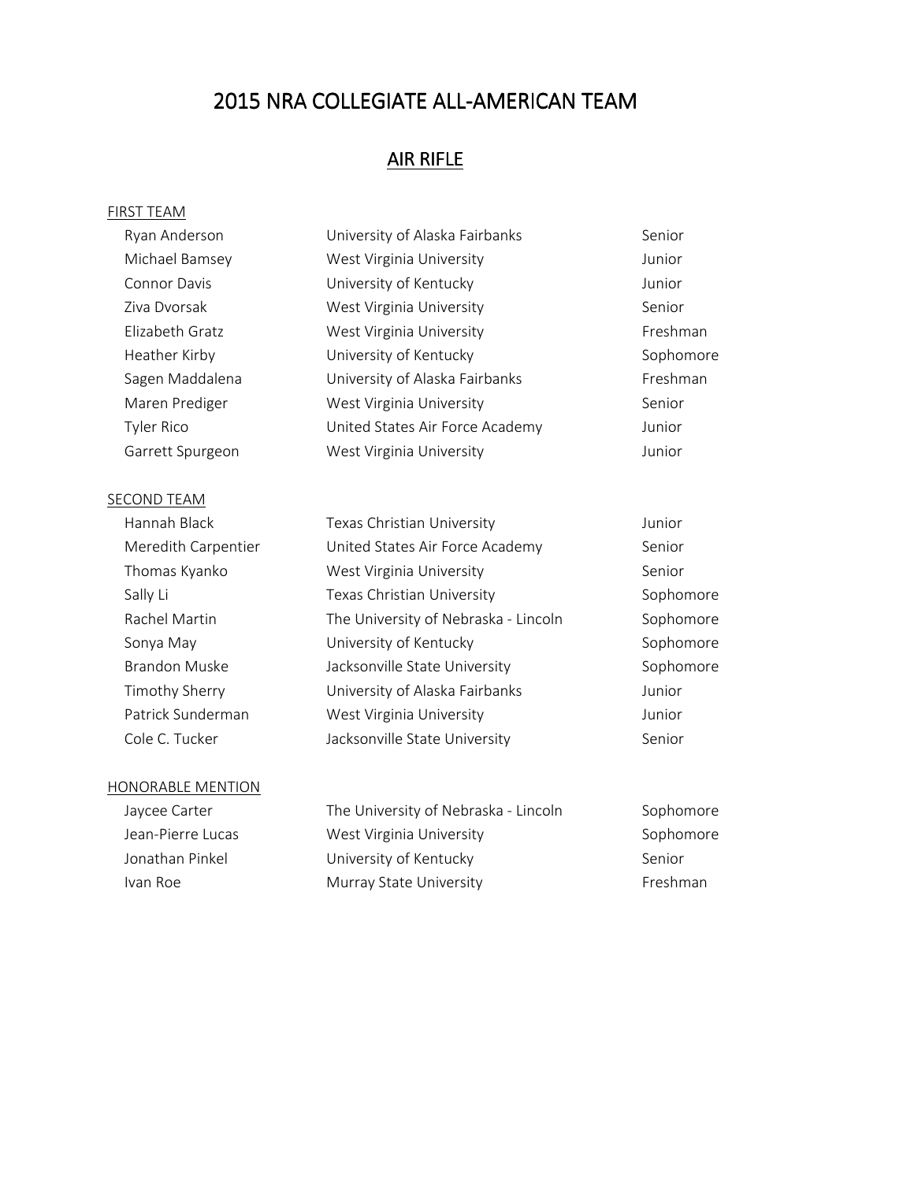# 2015 NRA COLLEGIATE ALL-AMERICAN TEAM

## AIR RIFLE

### FIRST TEAM

| Name | School | Class |
|---|---|---|
| Ryan Anderson | University of Alaska Fairbanks | Senior |
| Michael Bamsey | West Virginia University | Junior |
| Connor Davis | University of Kentucky | Junior |
| Ziva Dvorsak | West Virginia University | Senior |
| Elizabeth Gratz | West Virginia University | Freshman |
| Heather Kirby | University of Kentucky | Sophomore |
| Sagen Maddalena | University of Alaska Fairbanks | Freshman |
| Maren Prediger | West Virginia University | Senior |
| Tyler Rico | United States Air Force Academy | Junior |
| Garrett Spurgeon | West Virginia University | Junior |

### SECOND TEAM

| Name | School | Class |
|---|---|---|
| Hannah Black | Texas Christian University | Junior |
| Meredith Carpentier | United States Air Force Academy | Senior |
| Thomas Kyanko | West Virginia University | Senior |
| Sally Li | Texas Christian University | Sophomore |
| Rachel Martin | The University of Nebraska - Lincoln | Sophomore |
| Sonya May | University of Kentucky | Sophomore |
| Brandon Muske | Jacksonville State University | Sophomore |
| Timothy Sherry | University of Alaska Fairbanks | Junior |
| Patrick Sunderman | West Virginia University | Junior |
| Cole C. Tucker | Jacksonville State University | Senior |

### HONORABLE MENTION

| Name | School | Class |
|---|---|---|
| Jaycee Carter | The University of Nebraska - Lincoln | Sophomore |
| Jean-Pierre Lucas | West Virginia University | Sophomore |
| Jonathan Pinkel | University of Kentucky | Senior |
| Ivan Roe | Murray State University | Freshman |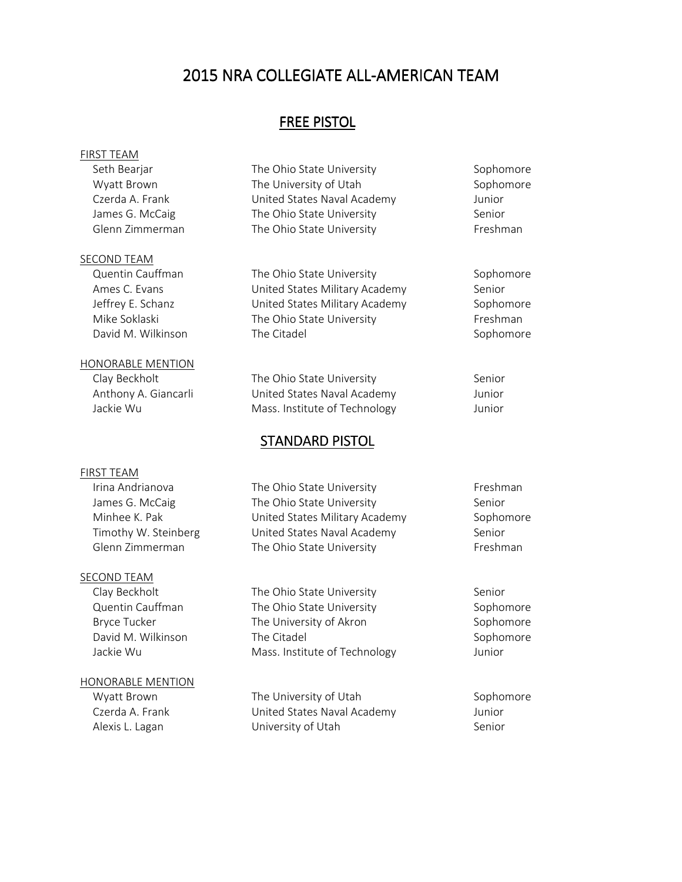# 2015 NRA COLLEGIATE ALL-AMERICAN TEAM

## FREE PISTOL

### FIRST TEAM

| Name | School | Class |
|---|---|---|
| Seth Bearjar | The Ohio State University | Sophomore |
| Wyatt Brown | The University of Utah | Sophomore |
| Czerda A. Frank | United States Naval Academy | Junior |
| James G. McCaig | The Ohio State University | Senior |
| Glenn Zimmerman | The Ohio State University | Freshman |

### SECOND TEAM

| Name | School | Class |
|---|---|---|
| Quentin Cauffman | The Ohio State University | Sophomore |
| Ames C. Evans | United States Military Academy | Senior |
| Jeffrey E. Schanz | United States Military Academy | Sophomore |
| Mike Soklaski | The Ohio State University | Freshman |
| David M. Wilkinson | The Citadel | Sophomore |

### HONORABLE MENTION

| Name | School | Class |
|---|---|---|
| Clay Beckholt | The Ohio State University | Senior |
| Anthony A. Giancarli | United States Naval Academy | Junior |
| Jackie Wu | Mass. Institute of Technology | Junior |

## STANDARD PISTOL

### FIRST TEAM

| Name | School | Class |
|---|---|---|
| Irina Andrianova | The Ohio State University | Freshman |
| James G. McCaig | The Ohio State University | Senior |
| Minhee K. Pak | United States Military Academy | Sophomore |
| Timothy W. Steinberg | United States Naval Academy | Senior |
| Glenn Zimmerman | The Ohio State University | Freshman |

### SECOND TEAM

| Name | School | Class |
|---|---|---|
| Clay Beckholt | The Ohio State University | Senior |
| Quentin Cauffman | The Ohio State University | Sophomore |
| Bryce Tucker | The University of Akron | Sophomore |
| David M. Wilkinson | The Citadel | Sophomore |
| Jackie Wu | Mass. Institute of Technology | Junior |

### HONORABLE MENTION

| Name | School | Class |
|---|---|---|
| Wyatt Brown | The University of Utah | Sophomore |
| Czerda A. Frank | United States Naval Academy | Junior |
| Alexis L. Lagan | University of Utah | Senior |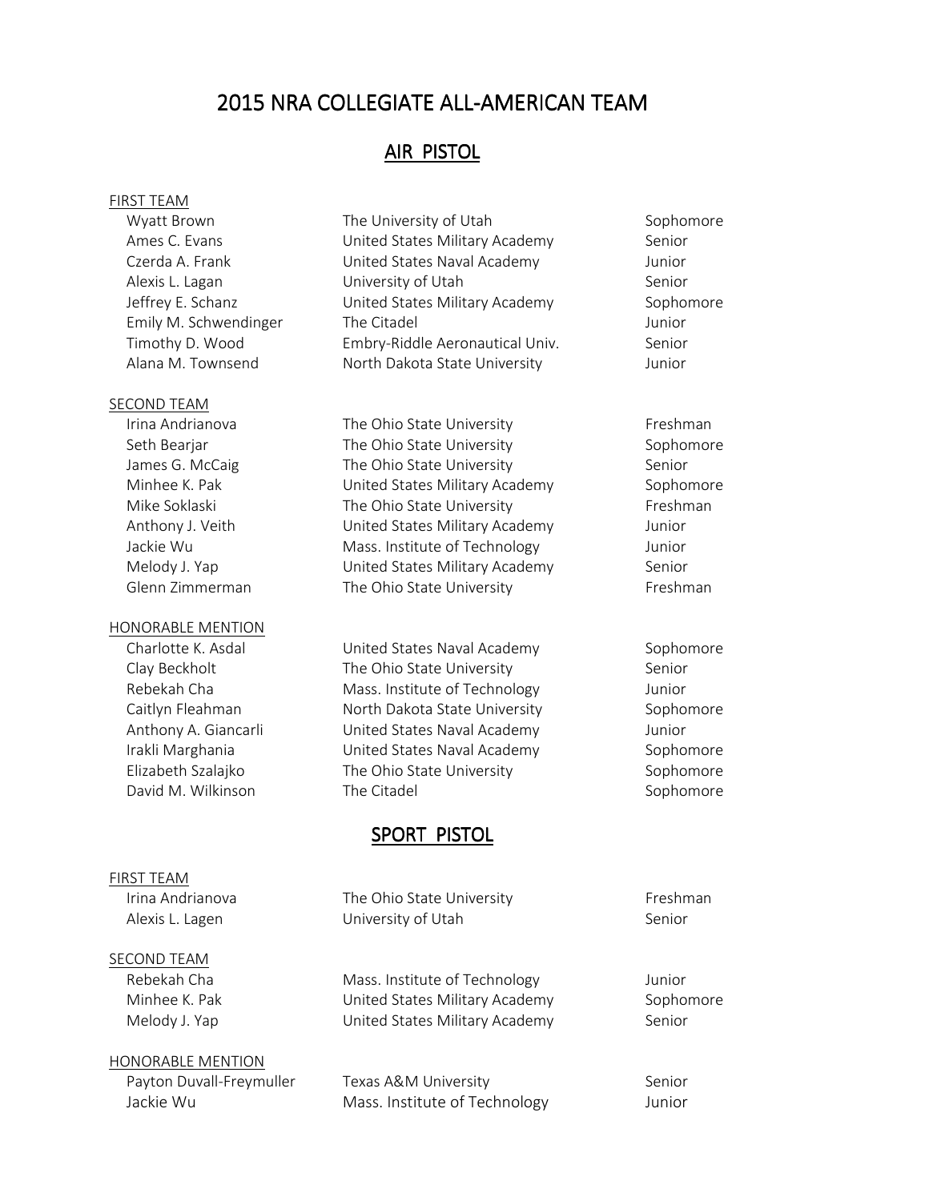# 2015 NRA COLLEGIATE ALL-AMERICAN TEAM

## AIR PISTOL

### FIRST TEAM

| Name | School | Class |
|---|---|---|
| Wyatt Brown | The University of Utah | Sophomore |
| Ames C. Evans | United States Military Academy | Senior |
| Czerda A. Frank | United States Naval Academy | Junior |
| Alexis L. Lagan | University of Utah | Senior |
| Jeffrey E. Schanz | United States Military Academy | Sophomore |
| Emily M. Schwendinger | The Citadel | Junior |
| Timothy D. Wood | Embry-Riddle Aeronautical Univ. | Senior |
| Alana M. Townsend | North Dakota State University | Junior |

### SECOND TEAM

| Name | School | Class |
|---|---|---|
| Irina Andrianova | The Ohio State University | Freshman |
| Seth Bearjar | The Ohio State University | Sophomore |
| James G. McCaig | The Ohio State University | Senior |
| Minhee K. Pak | United States Military Academy | Sophomore |
| Mike Soklaski | The Ohio State University | Freshman |
| Anthony J. Veith | United States Military Academy | Junior |
| Jackie Wu | Mass. Institute of Technology | Junior |
| Melody J. Yap | United States Military Academy | Senior |
| Glenn Zimmerman | The Ohio State University | Freshman |

### HONORABLE MENTION

| Name | School | Class |
|---|---|---|
| Charlotte K. Asdal | United States Naval Academy | Sophomore |
| Clay Beckholt | The Ohio State University | Senior |
| Rebekah Cha | Mass. Institute of Technology | Junior |
| Caitlyn Fleahman | North Dakota State University | Sophomore |
| Anthony A. Giancarli | United States Naval Academy | Junior |
| Irakli Marghania | United States Naval Academy | Sophomore |
| Elizabeth Szalajko | The Ohio State University | Sophomore |
| David M. Wilkinson | The Citadel | Sophomore |

## SPORT PISTOL

### FIRST TEAM

| Name | School | Class |
|---|---|---|
| Irina Andrianova | The Ohio State University | Freshman |
| Alexis L. Lagen | University of Utah | Senior |

### SECOND TEAM

| Name | School | Class |
|---|---|---|
| Rebekah Cha | Mass. Institute of Technology | Junior |
| Minhee K. Pak | United States Military Academy | Sophomore |
| Melody J. Yap | United States Military Academy | Senior |

### HONORABLE MENTION

| Name | School | Class |
|---|---|---|
| Payton Duvall-Freymuller | Texas A&M University | Senior |
| Jackie Wu | Mass. Institute of Technology | Junior |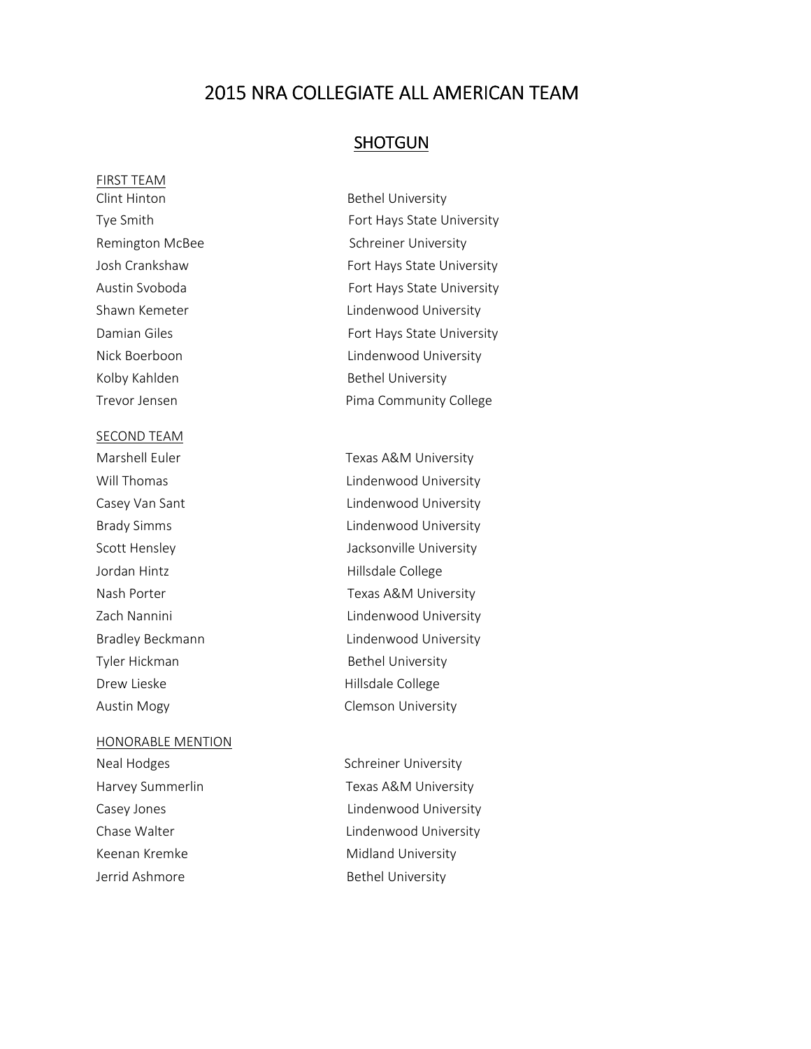# 2015 NRA COLLEGIATE ALL AMERICAN TEAM

## SHOTGUN

### FIRST TEAM

| Name | School |
|---|---|
| Clint Hinton | Bethel University |
| Tye Smith | Fort Hays State University |
| Remington McBee | Schreiner University |
| Josh Crankshaw | Fort Hays State University |
| Austin Svoboda | Fort Hays State University |
| Shawn Kemeter | Lindenwood University |
| Damian Giles | Fort Hays State University |
| Nick Boerboon | Lindenwood University |
| Kolby Kahlden | Bethel University |
| Trevor Jensen | Pima Community College |

### SECOND TEAM

| Name | School |
|---|---|
| Marshell Euler | Texas A&M University |
| Will Thomas | Lindenwood University |
| Casey Van Sant | Lindenwood University |
| Brady Simms | Lindenwood University |
| Scott Hensley | Jacksonville University |
| Jordan Hintz | Hillsdale College |
| Nash Porter | Texas A&M University |
| Zach Nannini | Lindenwood University |
| Bradley Beckmann | Lindenwood University |
| Tyler Hickman | Bethel University |
| Drew Lieske | Hillsdale College |
| Austin Mogy | Clemson University |

### HONORABLE MENTION

| Name | School |
|---|---|
| Neal Hodges | Schreiner University |
| Harvey Summerlin | Texas A&M University |
| Casey Jones | Lindenwood University |
| Chase Walter | Lindenwood University |
| Keenan Kremke | Midland University |
| Jerrid Ashmore | Bethel University |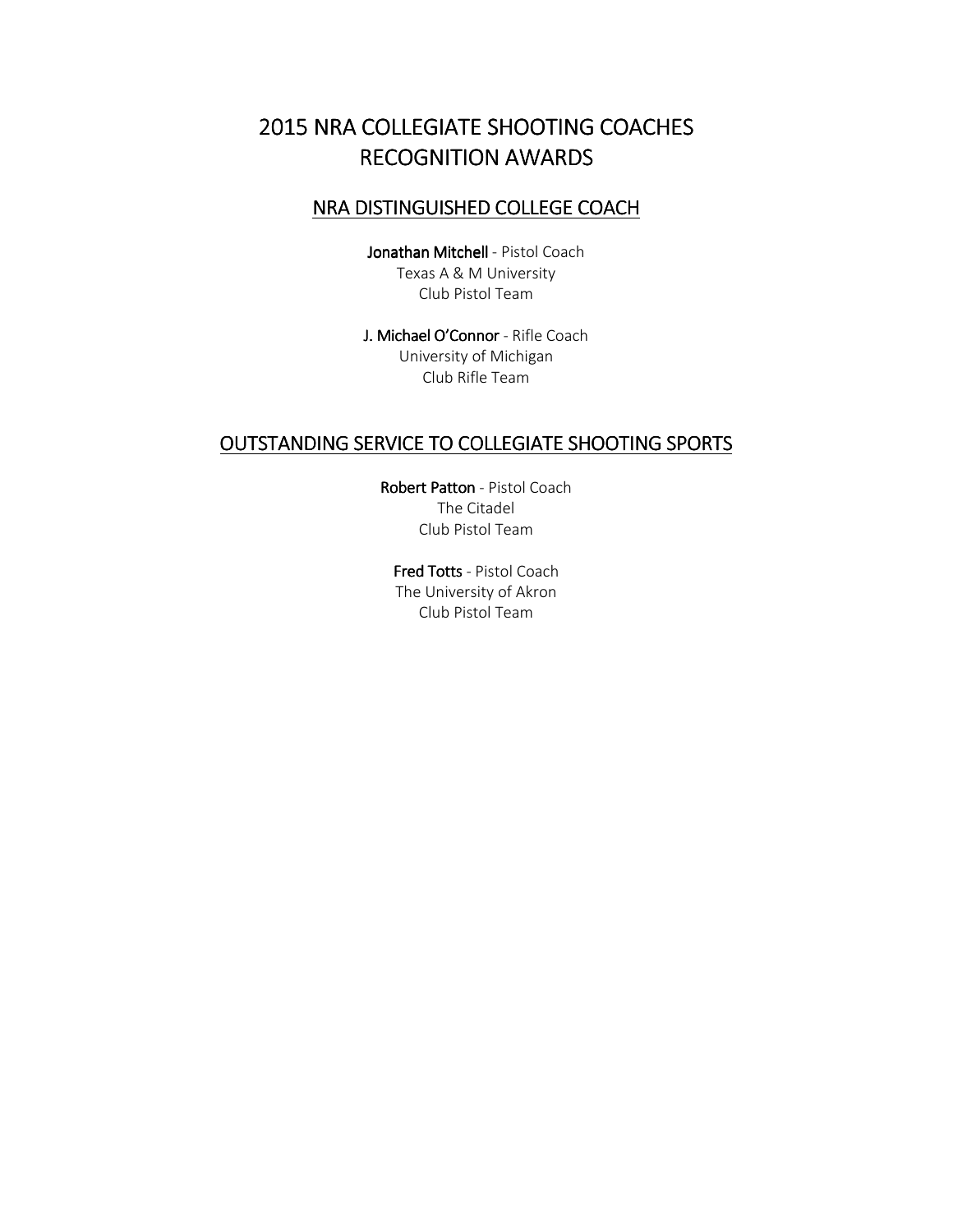# 2015 NRA COLLEGIATE SHOOTING COACHES RECOGNITION AWARDS

## NRA DISTINGUISHED COLLEGE COACH

**Jonathan Mitchell** - Pistol Coach
Texas A & M University
Club Pistol Team

**J. Michael O'Connor** - Rifle Coach
University of Michigan
Club Rifle Team

## OUTSTANDING SERVICE TO COLLEGIATE SHOOTING SPORTS

**Robert Patton** - Pistol Coach
The Citadel
Club Pistol Team

**Fred Totts** - Pistol Coach
The University of Akron
Club Pistol Team